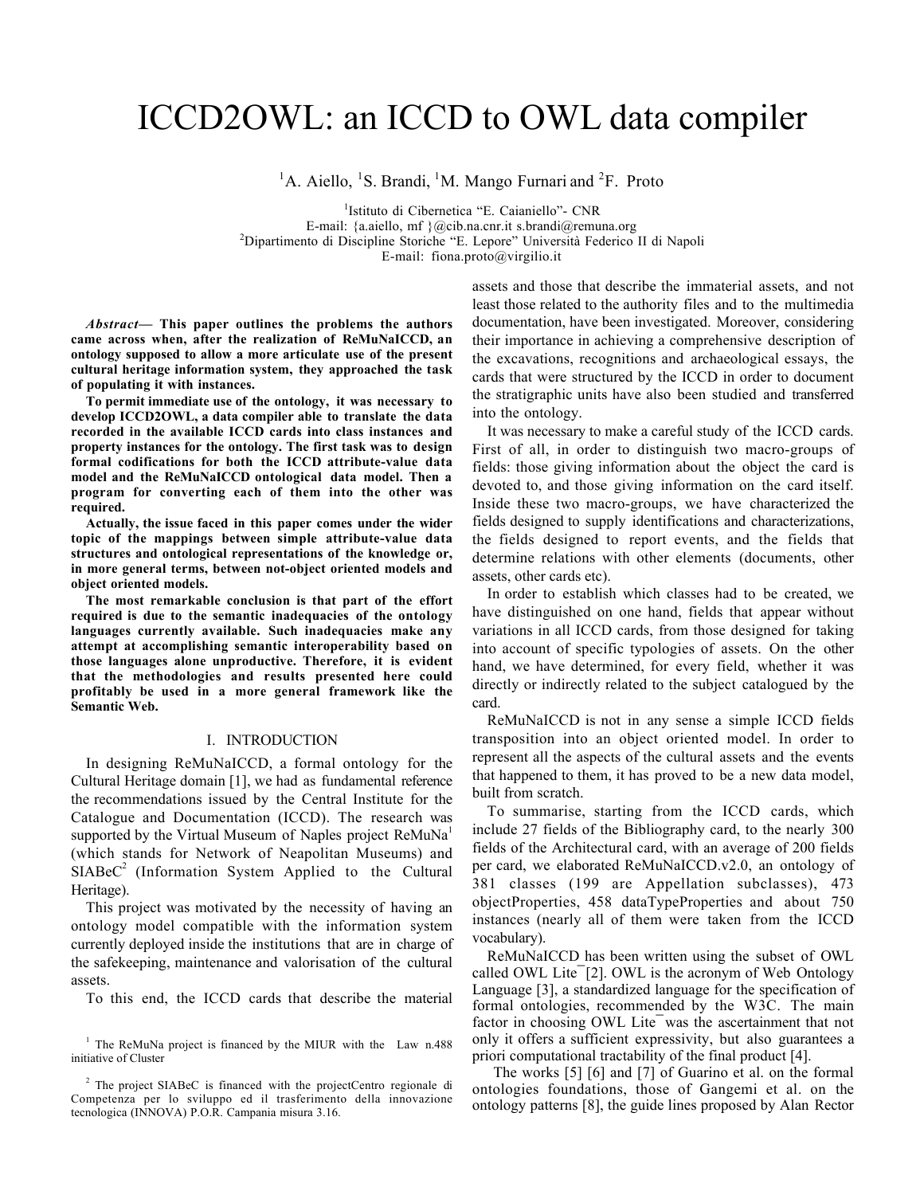# ICCD2OWL: an ICCD to OWL data compiler

[1]A. Aiello, [1]S. Brandi, [1]M. Mango Furnari and [2]F. Proto

[1]Istituto di Cibernetica "E. Caianiello"- CNR
E-mail: {a.aiello, mf }@cib.na.cnr.it s.brandi@remuna.org
[2]Dipartimento di Discipline Storiche "E. Lepore" Università Federico II di Napoli
E-mail: fiona.proto@virgilio.it

***Abstract*— This paper outlines the problems the authors came across when, after the realization of ReMuNaICCD, an ontology supposed to allow a more articulate use of the present cultural heritage information system, they approached the task of populating it with instances.**

**To permit immediate use of the ontology, it was necessary to develop ICCD2OWL, a data compiler able to translate the data recorded in the available ICCD cards into class instances and property instances for the ontology. The first task was to design formal codifications for both the ICCD attribute-value data model and the ReMuNaICCD ontological data model. Then a program for converting each of them into the other was required.**

**Actually, the issue faced in this paper comes under the wider topic of the mappings between simple attribute-value data structures and ontological representations of the knowledge or, in more general terms, between not-object oriented models and object oriented models.**

**The most remarkable conclusion is that part of the effort required is due to the semantic inadequacies of the ontology languages currently available. Such inadequacies make any attempt at accomplishing semantic interoperability based on those languages alone unproductive. Therefore, it is evident that the methodologies and results presented here could profitably be used in a more general framework like the Semantic Web.**

## I. INTRODUCTION

In designing ReMuNaICCD, a formal ontology for the Cultural Heritage domain [1], we had as fundamental reference the recommendations issued by the Central Institute for the Catalogue and Documentation (ICCD). The research was supported by the Virtual Museum of Naples project ReMuNa[1] (which stands for Network of Neapolitan Museums) and SIABeC[2] (Information System Applied to the Cultural Heritage).

This project was motivated by the necessity of having an ontology model compatible with the information system currently deployed inside the institutions that are in charge of the safekeeping, maintenance and valorisation of the cultural assets.

To this end, the ICCD cards that describe the material assets and those that describe the immaterial assets, and not least those related to the authority files and to the multimedia documentation, have been investigated. Moreover, considering their importance in achieving a comprehensive description of the excavations, recognitions and archaeological essays, the cards that were structured by the ICCD in order to document the stratigraphic units have also been studied and transferred into the ontology.

It was necessary to make a careful study of the ICCD cards. First of all, in order to distinguish two macro-groups of fields: those giving information about the object the card is devoted to, and those giving information on the card itself. Inside these two macro-groups, we have characterized the fields designed to supply identifications and characterizations, the fields designed to report events, and the fields that determine relations with other elements (documents, other assets, other cards etc).

In order to establish which classes had to be created, we have distinguished on one hand, fields that appear without variations in all ICCD cards, from those designed for taking into account of specific typologies of assets. On the other hand, we have determined, for every field, whether it was directly or indirectly related to the subject catalogued by the card.

ReMuNaICCD is not in any sense a simple ICCD fields transposition into an object oriented model. In order to represent all the aspects of the cultural assets and the events that happened to them, it has proved to be a new data model, built from scratch.

To summarise, starting from the ICCD cards, which include 27 fields of the Bibliography card, to the nearly 300 fields of the Architectural card, with an average of 200 fields per card, we elaborated ReMuNaICCD.v2.0, an ontology of 381 classes (199 are Appellation subclasses), 473 objectProperties, 458 dataTypeProperties and about 750 instances (nearly all of them were taken from the ICCD vocabulary).

ReMuNaICCD has been written using the subset of OWL called OWL Lite¯[2]. OWL is the acronym of Web Ontology Language [3], a standardized language for the specification of formal ontologies, recommended by the W3C. The main factor in choosing OWL Lite¯ was the ascertainment that not only it offers a sufficient expressivity, but also guarantees a priori computational tractability of the final product [4].

The works [5] [6] and [7] of Guarino et al. on the formal ontologies foundations, those of Gangemi et al. on the ontology patterns [8], the guide lines proposed by Alan Rector

[1] The ReMuNa project is financed by the MIUR with the Law n.488 initiative of Cluster

[2] The project SIABeC is financed with the projectCentro regionale di Competenza per lo sviluppo ed il trasferimento della innovazione tecnologica (INNOVA) P.O.R. Campania misura 3.16.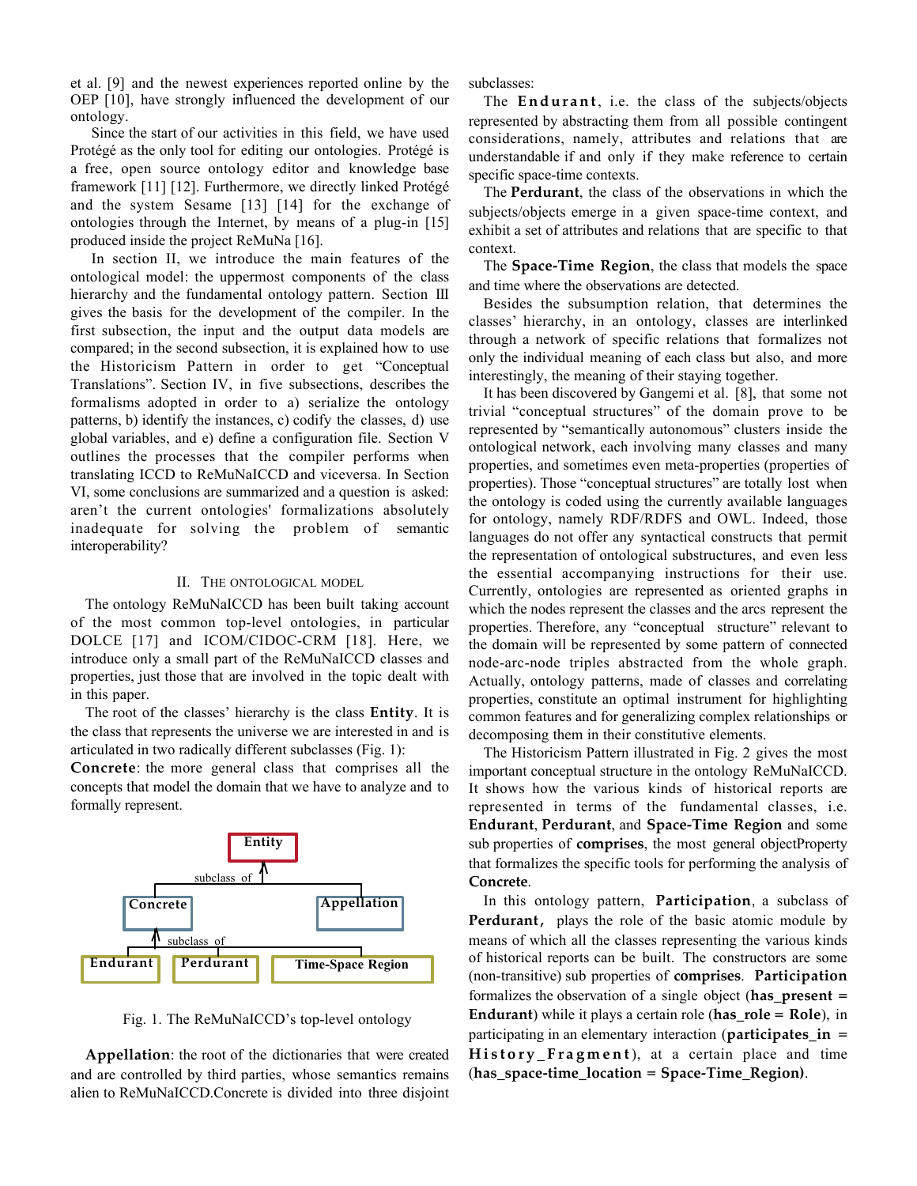et al. [9] and the newest experiences reported online by the OEP [10], have strongly influenced the development of our ontology.

Since the start of our activities in this field, we have used Protégé as the only tool for editing our ontologies. Protégé is a free, open source ontology editor and knowledge base framework [11] [12]. Furthermore, we directly linked Protégé and the system Sesame [13] [14] for the exchange of ontologies through the Internet, by means of a plug-in [15] produced inside the project ReMuNa [16].

In section II, we introduce the main features of the ontological model: the uppermost components of the class hierarchy and the fundamental ontology pattern. Section III gives the basis for the development of the compiler. In the first subsection, the input and the output data models are compared; in the second subsection, it is explained how to use the Historicism Pattern in order to get "Conceptual Translations". Section IV, in five subsections, describes the formalisms adopted in order to a) serialize the ontology patterns, b) identify the instances, c) codify the classes, d) use global variables, and e) define a configuration file. Section V outlines the processes that the compiler performs when translating ICCD to ReMuNaICCD and viceversa. In Section VI, some conclusions are summarized and a question is asked: aren't the current ontologies' formalizations absolutely inadequate for solving the problem of semantic interoperability?

## II. The Ontological Model

The ontology ReMuNaICCD has been built taking account of the most common top-level ontologies, in particular DOLCE [17] and ICOM/CIDOC-CRM [18]. Here, we introduce only a small part of the ReMuNaICCD classes and properties, just those that are involved in the topic dealt with in this paper.

The root of the classes' hierarchy is the class **Entity**. It is the class that represents the universe we are interested in and is articulated in two radically different subclasses (Fig. 1):

**Concrete**: the more general class that comprises all the concepts that model the domain that we have to analyze and to formally represent.

Entity
subclass of
Concrete | Appellation
subclass of
Endurant | Perdurant | Time-Space Region

Fig. 1. The ReMuNaICCD's top-level ontology

**Appellation**: the root of the dictionaries that were created and are controlled by third parties, whose semantics remains alien to ReMuNaICCD.Concrete is divided into three disjoint subclasses:

The **Endurant**, i.e. the class of the subjects/objects represented by abstracting them from all possible contingent considerations, namely, attributes and relations that are understandable if and only if they make reference to certain specific space-time contexts.

The **Perdurant**, the class of the observations in which the subjects/objects emerge in a given space-time context, and exhibit a set of attributes and relations that are specific to that context.

The **Space-Time Region**, the class that models the space and time where the observations are detected.

Besides the subsumption relation, that determines the classes' hierarchy, in an ontology, classes are interlinked through a network of specific relations that formalizes not only the individual meaning of each class but also, and more interestingly, the meaning of their staying together.

It has been discovered by Gangemi et al. [8], that some not trivial "conceptual structures" of the domain prove to be represented by "semantically autonomous" clusters inside the ontological network, each involving many classes and many properties, and sometimes even meta-properties (properties of properties). Those "conceptual structures" are totally lost when the ontology is coded using the currently available languages for ontology, namely RDF/RDFS and OWL. Indeed, those languages do not offer any syntactical constructs that permit the representation of ontological substructures, and even less the essential accompanying instructions for their use. Currently, ontologies are represented as oriented graphs in which the nodes represent the classes and the arcs represent the properties. Therefore, any "conceptual structure" relevant to the domain will be represented by some pattern of connected node-arc-node triples abstracted from the whole graph. Actually, ontology patterns, made of classes and correlating properties, constitute an optimal instrument for highlighting common features and for generalizing complex relationships or decomposing them in their constitutive elements.

The Historicism Pattern illustrated in Fig. 2 gives the most important conceptual structure in the ontology ReMuNaICCD. It shows how the various kinds of historical reports are represented in terms of the fundamental classes, i.e. **Endurant**, **Perdurant**, and **Space-Time Region** and some sub properties of **comprises**, the most general objectProperty that formalizes the specific tools for performing the analysis of **Concrete**.

In this ontology pattern, **Participation**, a subclass of **Perdurant**, plays the role of the basic atomic module by means of which all the classes representing the various kinds of historical reports can be built. The constructors are some (non-transitive) sub properties of **comprises**. **Participation** formalizes the observation of a single object (**has_present = Endurant**) while it plays a certain role (**has_role = Role**), in participating in an elementary interaction (**participates_in = History_Fragment**), at a certain place and time (**has_space-time_location = Space-Time_Region)**.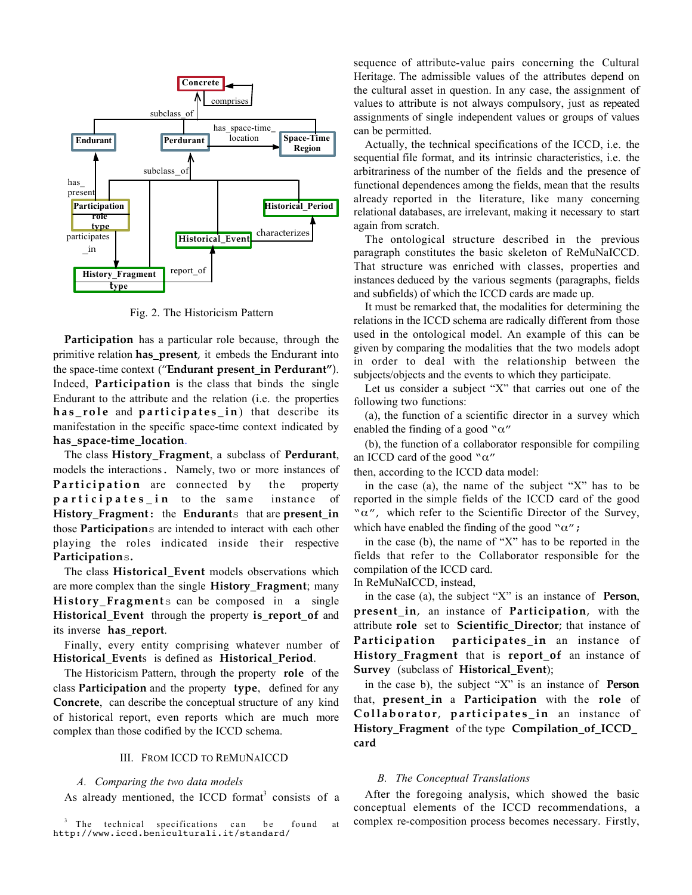Fig. 2. The Historicism Pattern

**Participation** has a particular role because, through the primitive relation **has_present**, it embeds the Endurant into the space-time context ("**Endurant present_in Perdurant**"). Indeed, **Participation** is the class that binds the single Endurant to the attribute and the relation (i.e. the properties **has_role** and **participates_in**) that describe its manifestation in the specific space-time context indicated by **has_space-time_location**.

The class **History_Fragment**, a subclass of **Perdurant**, models the interactions. Namely, two or more instances of **Participation** are connected by the property **participates_in** to the same instance of **History_Fragment**: the **Endurant**s that are **present_in** those **Participation**s are intended to interact with each other playing the roles indicated inside their respective **Participation**s.

The class **Historical_Event** models observations which are more complex than the single **History_Fragment**; many **History_Fragment**s can be composed in a single **Historical_Event** through the property **is_report_of** and its inverse **has_report**.

Finally, every entity comprising whatever number of **Historical_Event**s is defined as **Historical_Period**.

The Historicism Pattern, through the property **role** of the class **Participation** and the property **type**, defined for any **Concrete**, can describe the conceptual structure of any kind of historical report, even reports which are much more complex than those codified by the ICCD schema.

## III. From ICCD to ReMuNaICCD

### *A. Comparing the two data models*

As already mentioned, the ICCD format[3] consists of a sequence of attribute-value pairs concerning the Cultural Heritage. The admissible values of the attributes depend on the cultural asset in question. In any case, the assignment of values to attribute is not always compulsory, just as repeated assignments of single independent values or groups of values can be permitted.

Actually, the technical specifications of the ICCD, i.e. the sequential file format, and its intrinsic characteristics, i.e. the arbitrariness of the number of the fields and the presence of functional dependences among the fields, mean that the results already reported in the literature, like many concerning relational databases, are irrelevant, making it necessary to start again from scratch.

The ontological structure described in the previous paragraph constitutes the basic skeleton of ReMuNaICCD. That structure was enriched with classes, properties and instances deduced by the various segments (paragraphs, fields and subfields) of which the ICCD cards are made up.

It must be remarked that, the modalities for determining the relations in the ICCD schema are radically different from those used in the ontological model. An example of this can be given by comparing the modalities that the two models adopt in order to deal with the relationship between the subjects/objects and the events to which they participate.

Let us consider a subject "X" that carries out one of the following two functions:

(a), the function of a scientific director in a survey which enabled the finding of a good "α"

(b), the function of a collaborator responsible for compiling an ICCD card of the good "α"

then, according to the ICCD data model:

in the case (a), the name of the subject "X" has to be reported in the simple fields of the ICCD card of the good "α", which refer to the Scientific Director of the Survey, which have enabled the finding of the good "α";

in the case (b), the name of "X" has to be reported in the fields that refer to the Collaborator responsible for the compilation of the ICCD card.

In ReMuNaICCD, instead,

in the case (a), the subject "X" is an instance of **Person**, **present_in**, an instance of **Participation**, with the attribute **role** set to **Scientific_Director**; that instance of **Participation** **participates_in** an instance of **History_Fragment** that is **report_of** an instance of **Survey** (subclass of **Historical_Event**);

in the case b), the subject "X" is an instance of **Person** that, **present_in** a **Participation** with the **role** of **Collaborator**, **participates_in** an instance of **History_Fragment** of the type **Compilation_of_ICCD_card**

### *B. The Conceptual Translations*

After the foregoing analysis, which showed the basic conceptual elements of the ICCD recommendations, a complex re-composition process becomes necessary. Firstly,

[3] The technical specifications can be found at http://www.iccd.beniculturali.it/standard/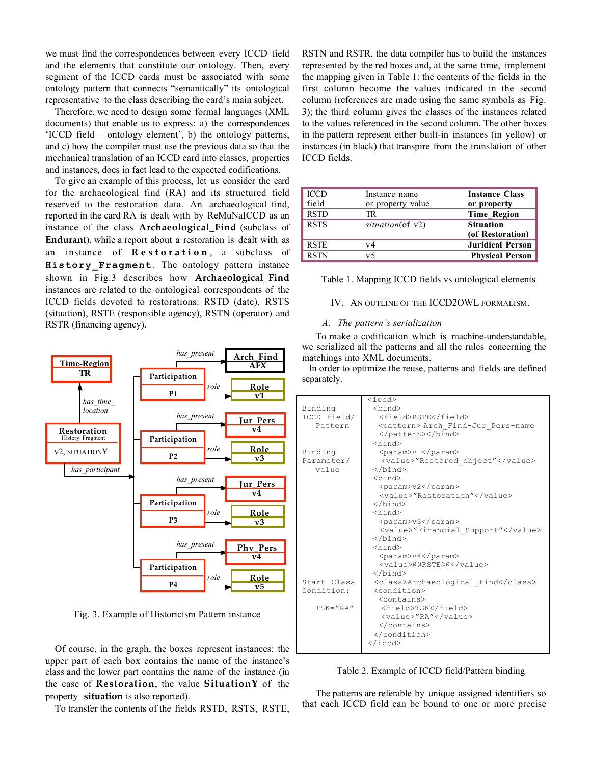we must find the correspondences between every ICCD field and the elements that constitute our ontology. Then, every segment of the ICCD cards must be associated with some ontology pattern that connects "semantically" its ontological representative to the class describing the card's main subject.

Therefore, we need to design some formal languages (XML documents) that enable us to express: a) the correspondences 'ICCD field – ontology element', b) the ontology patterns, and c) how the compiler must use the previous data so that the mechanical translation of an ICCD card into classes, properties and instances, does in fact lead to the expected codifications.

To give an example of this process, let us consider the card for the archaeological find (RA) and its structured field reserved to the restoration data. An archaeological find, reported in the card RA is dealt with by ReMuNaICCD as an instance of the class **Archaeological_Find** (subclass of **Endurant**), while a report about a restoration is dealt with as an instance of **Restoration**, a subclass of **History_Fragment**. The ontology pattern instance shown in Fig.3 describes how **Archaeological_Find** instances are related to the ontological correspondents of the ICCD fields devoted to restorations: RSTD (date), RSTS (situation), RSTE (responsible agency), RSTN (operator) and RSTR (financing agency).

Fig. 3. Example of Historicism Pattern instance

Of course, in the graph, the boxes represent instances: the upper part of each box contains the name of the instance's class and the lower part contains the name of the instance (in the case of **Restoration**, the value **SituationY** of the property **situation** is also reported).

To transfer the contents of the fields RSTD, RSTS, RSTE, RSTN and RSTR, the data compiler has to build the instances represented by the red boxes and, at the same time, implement the mapping given in Table 1: the contents of the fields in the first column become the values indicated in the second column (references are made using the same symbols as Fig. 3); the third column gives the classes of the instances related to the values referenced in the second column. The other boxes in the pattern represent either built-in instances (in yellow) or instances (in black) that transpire from the translation of other ICCD fields.

| ICCD field | Instance name or property value | **Instance Class or property** |
|---|---|---|
| RSTD | TR | **Time_Region** |
| RSTS | *situation*(of v2) | **Situation (of Restoration)** |
| RSTE | v4 | **Juridical Person** |
| RSTN | v5 | **Physical Person** |

Table 1. Mapping ICCD fields vs ontological elements

## IV. An outline of the ICCD2OWL formalism.

### *A. The pattern's serialization*

To make a codification which is machine-understandable, we serialized all the patterns and all the rules concerning the matchings into XML documents.

In order to optimize the reuse, patterns and fields are defined separately.

| | |
|---|---|
| Binding ICCD field/ Pattern | `<iccd>`<br>`<bind>`<br>`<field>RSTE</field>`<br>`<pattern> Arch_Find-Jur_Pers-name </pattern></bind>` |
| Binding Parameter/ value | `<bind>`<br>`<param>v1</param>`<br>`<value>"Restored_object"</value>`<br>`</bind>`<br>`<bind>`<br>`<param>v2</param>`<br>`<value>"Restoration"</value>`<br>`</bind>`<br>`<bind>`<br>`<param>v3</param>`<br>`<value>"Financial_Support"</value>`<br>`</bind>`<br>`<bind>`<br>`<param>v4</param>`<br>`<value>@@RSTE@@</value>`<br>`</bind>` |
| Start Class Condition: TSK="RA" | `<class>Archaeological_Find</class>`<br>`<condition>`<br>`<contains>`<br>`<field>TSK</field>`<br>`<value>"RA"</value>`<br>`</contains>`<br>`</condition>`<br>`</iccd>` |

Table 2. Example of ICCD field/Pattern binding

The patterns are referable by unique assigned identifiers so that each ICCD field can be bound to one or more precise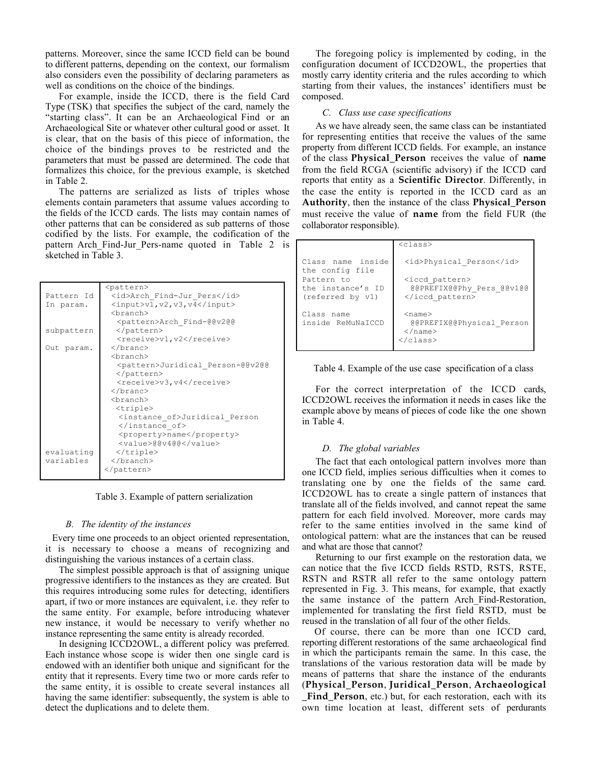patterns. Moreover, since the same ICCD field can be bound to different patterns, depending on the context, our formalism also considers even the possibility of declaring parameters as well as conditions on the choice of the bindings.

For example, inside the ICCD, there is the field Card Type (TSK) that specifies the subject of the card, namely the "starting class". It can be an Archaeological Find or an Archaeological Site or whatever other cultural good or asset. It is clear, that on the basis of this piece of information, the choice of the bindings proves to be restricted and the parameters that must be passed are determined. The code that formalizes this choice, for the previous example, is sketched in Table 2.

The patterns are serialized as lists of triples whose elements contain parameters that assume values according to the fields of the ICCD cards. The lists may contain names of other patterns that can be considered as sub patterns of those codified by the lists. For example, the codification of the pattern Arch_Find-Jur_Pers-name quoted in Table 2 is sketched in Table 3.

| | |
|---|---|
| Pattern Id<br>In param.<br><br><br>subpattern<br><br>Out param.<br><br><br><br><br><br><br><br><br><br>evaluating<br>variables | `<pattern>`<br>`<id>Arch_Find-Jur_Pers</id>`<br>`<input>v1,v2,v3,v4</input>`<br>`<branch>`<br>`<pattern>Arch_Find-@@v2@@`<br>`</pattern>`<br>`<receive>v1,v2</receive>`<br>`</branc>`<br>`<branch>`<br>`<pattern>Juridical_Person-@@v2@@`<br>`</pattern>`<br>`<receive>v3,v4</receive>`<br>`</branc>`<br>`<branch>`<br>`<triple>`<br>`<instance_of>Juridical_Person`<br>`</instance_of>`<br>`<property>name</property>`<br>`<value>@@v4@@</value>`<br>`</triple>`<br>`</branch>`<br>`</pattern>` |

Table 3. Example of pattern serialization

### *B. The identity of the instances*

Every time one proceeds to an object oriented representation, it is necessary to choose a means of recognizing and distinguishing the various instances of a certain class.

The simplest possible approach is that of assigning unique progressive identifiers to the instances as they are created. But this requires introducing some rules for detecting, identifiers apart, if two or more instances are equivalent, i.e. they refer to the same entity. For example, before introducing whatever new instance, it would be necessary to verify whether no instance representing the same entity is already recorded.

In designing ICCD2OWL, a different policy was preferred. Each instance whose scope is wider then one single card is endowed with an identifier both unique and significant for the entity that it represents. Every time two or more cards refer to the same entity, it is ossible to create several instances all having the same identifier: subsequently, the system is able to detect the duplications and to delete them.

The foregoing policy is implemented by coding, in the configuration document of ICCD2OWL, the properties that mostly carry identity criteria and the rules according to which starting from their values, the instances' identifiers must be composed.

### *C. Class use case specifications*

As we have already seen, the same class can be instantiated for representing entities that receive the values of the same property from different ICCD fields. For example, an instance of the class **Physical_Person** receives the value of **name** from the field RCGA (scientific advisory) if the ICCD card reports that entity as a **Scientific Director**. Differently, in the case the entity is reported in the ICCD card as an **Authority**, then the instance of the class **Physical_Person** must receive the value of **name** from the field FUR (the collaborator responsible).

| | |
|---|---|
| <br><br>Class name inside the config file<br>Pattern to the instance's ID (referred by v1)<br><br>Class name inside ReMuNaICCD | `<class>`<br><br>`<id>Physical_Person</id>`<br><br>`<iccd_pattern>`<br>`@@PREFIX@@Phy_Pers_@@v1@@`<br>`</iccd_pattern>`<br><br>`<name>`<br>`@@PREFIX@@Physical_Person`<br>`</name>`<br>`</class>` |

Table 4. Example of the use case specification of a class

For the correct interpretation of the ICCD cards, ICCD2OWL receives the information it needs in cases like the example above by means of pieces of code like the one shown in Table 4.

### *D. The global variables*

The fact that each ontological pattern involves more than one ICCD field, implies serious difficulties when it comes to translating one by one the fields of the same card. ICCD2OWL has to create a single pattern of instances that translate all of the fields involved, and cannot repeat the same pattern for each field involved. Moreover, more cards may refer to the same entities involved in the same kind of ontological pattern: what are the instances that can be reused and what are those that cannot?

Returning to our first example on the restoration data, we can notice that the five ICCD fields RSTD, RSTS, RSTE, RSTN and RSTR all refer to the same ontology pattern represented in Fig. 3. This means, for example, that exactly the same instance of the pattern Arch_Find-Restoration, implemented for translating the first field RSTD, must be reused in the translation of all four of the other fields.

Of course, there can be more than one ICCD card, reporting different restorations of the same archaeological find in which the participants remain the same. In this case, the translations of the various restoration data will be made by means of patterns that share the instance of the endurants (**Physical_Person**, **Juridical_Person**, **Archaeological _Find_Person**, etc.) but, for each restoration, each with its own time location at least, different sets of perdurants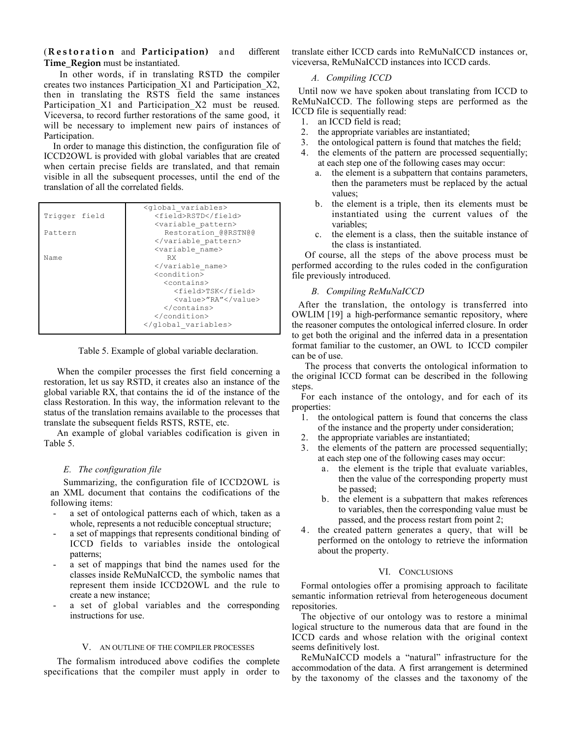(**Restoration** and **Participation)** and different **Time_Region** must be instantiated.

In other words, if in translating RSTD the compiler creates two instances Participation_X1 and Participation_X2, then in translating the RSTS field the same instances Participation_X1 and Participation_X2 must be reused. Viceversa, to record further restorations of the same good, it will be necessary to implement new pairs of instances of Participation.

In order to manage this distinction, the configuration file of ICCD2OWL is provided with global variables that are created when certain precise fields are translated, and that remain visible in all the subsequent processes, until the end of the translation of all the correlated fields.

| | |
|---|---|
| | `<global_variables>` |
| Trigger field | `<field>RSTD</field>` |
| | `<variable_pattern>` |
| Pattern | `Restoration_@@RSTN@@` |
| | `</variable_pattern>` |
| | `<variable_name>` |
| Name | `RX` |
| | `</variable_name>` |
| | `<condition>` |
| | `<contains>` |
| | `<field>TSK</field>` |
| | `<value>"RA"</value>` |
| | `</contains>` |
| | `</condition>` |
| | `</global_variables>` |

Table 5. Example of global variable declaration.

When the compiler processes the first field concerning a restoration, let us say RSTD, it creates also an instance of the global variable RX, that contains the id of the instance of the class Restoration. In this way, the information relevant to the status of the translation remains available to the processes that translate the subsequent fields RSTS, RSTE, etc.

An example of global variables codification is given in Table 5.

### *E. The configuration file*

Summarizing, the configuration file of ICCD2OWL is an XML document that contains the codifications of the following items:

- a set of ontological patterns each of which, taken as a whole, represents a not reducible conceptual structure;
- a set of mappings that represents conditional binding of ICCD fields to variables inside the ontological patterns;
- a set of mappings that bind the names used for the classes inside ReMuNaICCD, the symbolic names that represent them inside ICCD2OWL and the rule to create a new instance;
- a set of global variables and the corresponding instructions for use.

## V. An Outline of the Compiler Processes

The formalism introduced above codifies the complete specifications that the compiler must apply in order to translate either ICCD cards into ReMuNaICCD instances or, viceversa, ReMuNaICCD instances into ICCD cards.

### *A. Compiling ICCD*

Until now we have spoken about translating from ICCD to ReMuNaICCD. The following steps are performed as the ICCD file is sequentially read:

1. an ICCD field is read;
2. the appropriate variables are instantiated;
3. the ontological pattern is found that matches the field;
4. the elements of the pattern are processed sequentially; at each step one of the following cases may occur:
   a. the element is a subpattern that contains parameters, then the parameters must be replaced by the actual values;
   b. the element is a triple, then its elements must be instantiated using the current values of the variables;
   c. the element is a class, then the suitable instance of the class is instantiated.

Of course, all the steps of the above process must be performed according to the rules coded in the configuration file previously introduced.

### *B. Compiling ReMuNaICCD*

After the translation, the ontology is transferred into OWLIM [19] a high-performance semantic repository, where the reasoner computes the ontological inferred closure. In order to get both the original and the inferred data in a presentation format familiar to the customer, an OWL to ICCD compiler can be of use.

The process that converts the ontological information to the original ICCD format can be described in the following steps.

For each instance of the ontology, and for each of its properties:

1. the ontological pattern is found that concerns the class of the instance and the property under consideration;
2. the appropriate variables are instantiated;
3. the elements of the pattern are processed sequentially; at each step one of the following cases may occur:
   a. the element is the triple that evaluate variables, then the value of the corresponding property must be passed;
   b. the element is a subpattern that makes references to variables, then the corresponding value must be passed, and the process restart from point 2;
4. the created pattern generates a query, that will be performed on the ontology to retrieve the information about the property.

## VI. Conclusions

Formal ontologies offer a promising approach to facilitate semantic information retrieval from heterogeneous document repositories.

The objective of our ontology was to restore a minimal logical structure to the numerous data that are found in the ICCD cards and whose relation with the original context seems definitively lost.

ReMuNaICCD models a "natural" infrastructure for the accommodation of the data. A first arrangement is determined by the taxonomy of the classes and the taxonomy of the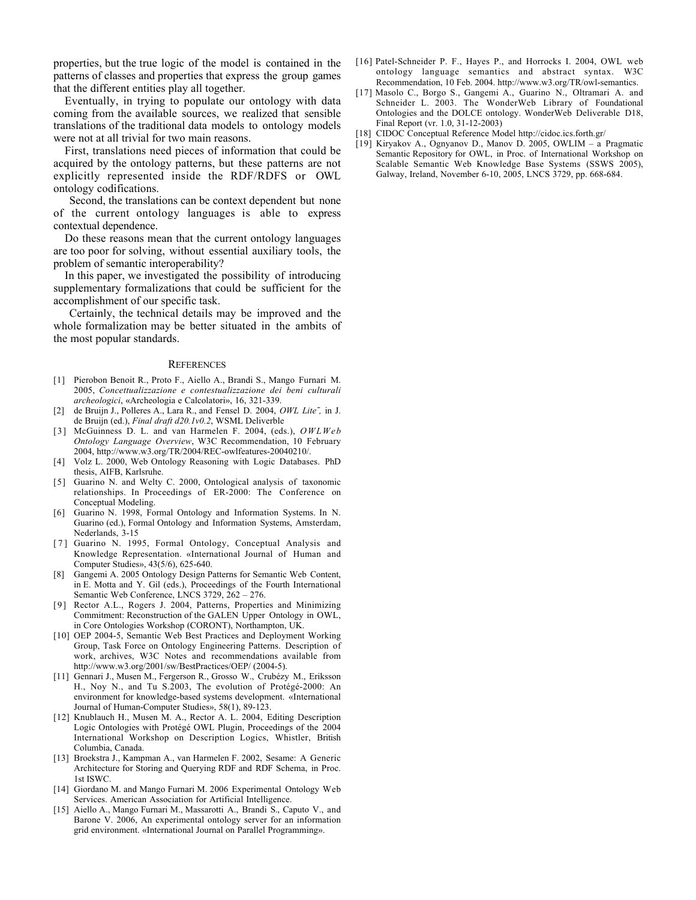properties, but the true logic of the model is contained in the patterns of classes and properties that express the group games that the different entities play all together.

Eventually, in trying to populate our ontology with data coming from the available sources, we realized that sensible translations of the traditional data models to ontology models were not at all trivial for two main reasons.

First, translations need pieces of information that could be acquired by the ontology patterns, but these patterns are not explicitly represented inside the RDF/RDFS or OWL ontology codifications.

Second, the translations can be context dependent but none of the current ontology languages is able to express contextual dependence.

Do these reasons mean that the current ontology languages are too poor for solving, without essential auxiliary tools, the problem of semantic interoperability?

In this paper, we investigated the possibility of introducing supplementary formalizations that could be sufficient for the accomplishment of our specific task.

Certainly, the technical details may be improved and the whole formalization may be better situated in the ambits of the most popular standards.

## REFERENCES

[1] Pierobon Benoit R., Proto F., Aiello A., Brandi S., Mango Furnari M. 2005, *Concettualizzazione e contestualizzazione dei beni culturali archeologici*, «Archeologia e Calcolatori», 16, 321-339.

[2] de Bruijn J., Polleres A., Lara R., and Fensel D. 2004, *OWL Lite⁻,* in J. de Bruijn (ed.), *Final draft d20.1v0.2*, WSML Deliverble

[3] McGuinness D. L. and van Harmelen F. 2004, (eds.), *OWLWeb Ontology Language Overview*, W3C Recommendation, 10 February 2004, http://www.w3.org/TR/2004/REC-owlfeatures-20040210/.

[4] Volz L. 2000, Web Ontology Reasoning with Logic Databases. PhD thesis, AIFB, Karlsruhe.

[5] Guarino N. and Welty C. 2000, Ontological analysis of taxonomic relationships. In Proceedings of ER-2000: The Conference on Conceptual Modeling.

[6] Guarino N. 1998, Formal Ontology and Information Systems. In N. Guarino (ed.), Formal Ontology and Information Systems, Amsterdam, Nederlands, 3-15

[7] Guarino N. 1995, Formal Ontology, Conceptual Analysis and Knowledge Representation. «International Journal of Human and Computer Studies», 43(5/6), 625-640.

[8] Gangemi A. 2005 Ontology Design Patterns for Semantic Web Content, in E. Motta and Y. Gil (eds.), Proceedings of the Fourth International Semantic Web Conference, LNCS 3729, 262 – 276.

[9] Rector A.L., Rogers J. 2004, Patterns, Properties and Minimizing Commitment: Reconstruction of the GALEN Upper Ontology in OWL, in Core Ontologies Workshop (CORONT), Northampton, UK.

[10] OEP 2004-5, Semantic Web Best Practices and Deployment Working Group, Task Force on Ontology Engineering Patterns. Description of work, archives, W3C Notes and recommendations available from http://www.w3.org/2001/sw/BestPractices/OEP/ (2004-5).

[11] Gennari J., Musen M., Fergerson R., Grosso W., Crubézy M., Eriksson H., Noy N., and Tu S.2003, The evolution of Protégé-2000: An environment for knowledge-based systems development. «International Journal of Human-Computer Studies», 58(1), 89-123.

[12] Knublauch H., Musen M. A., Rector A. L. 2004, Editing Description Logic Ontologies with Protégé OWL Plugin, Proceedings of the 2004 International Workshop on Description Logics, Whistler, British Columbia, Canada.

[13] Broekstra J., Kampman A., van Harmelen F. 2002, Sesame: A Generic Architecture for Storing and Querying RDF and RDF Schema, in Proc. 1st ISWC.

[14] Giordano M. and Mango Furnari M. 2006 Experimental Ontology Web Services. American Association for Artificial Intelligence.

[15] Aiello A., Mango Furnari M., Massarotti A., Brandi S., Caputo V., and Barone V. 2006, An experimental ontology server for an information grid environment. «International Journal on Parallel Programming».

[16] Patel-Schneider P. F., Hayes P., and Horrocks I. 2004, OWL web ontology language semantics and abstract syntax. W3C Recommendation, 10 Feb. 2004. http://www.w3.org/TR/owl-semantics.

[17] Masolo C., Borgo S., Gangemi A., Guarino N., Oltramari A. and Schneider L. 2003. The WonderWeb Library of Foundational Ontologies and the DOLCE ontology. WonderWeb Deliverable D18, Final Report (vr. 1.0, 31-12-2003)

[18] CIDOC Conceptual Reference Model http://cidoc.ics.forth.gr/

[19] Kiryakov A., Ognyanov D., Manov D. 2005, OWLIM – a Pragmatic Semantic Repository for OWL, in Proc. of International Workshop on Scalable Semantic Web Knowledge Base Systems (SSWS 2005), Galway, Ireland, November 6-10, 2005, LNCS 3729, pp. 668-684.